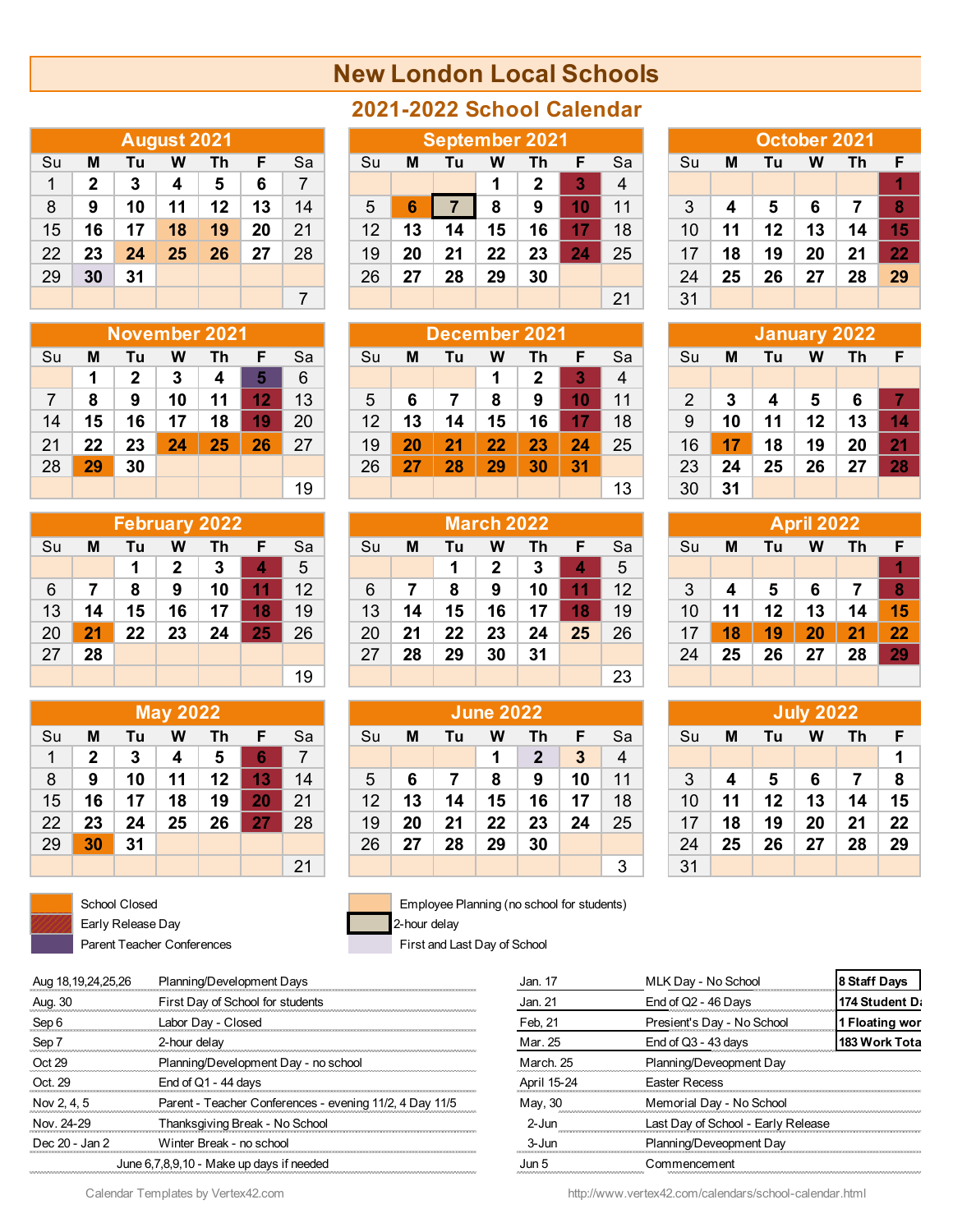# New London Local Schools

## 2021-2022 School Calendar

### August 2021

| Su | M | Tu | W | Th | F | Sa |
|---|---|---|---|---|---|---|
| 1 | 2 | 3 | 4 | 5 | 6 | 7 |
| 8 | 9 | 10 | 11 | 12 | 13 | 14 |
| 15 | 16 | 17 | 18 | 19 | 20 | 21 |
| 22 | 23 | 24 | 25 | 26 | 27 | 28 |
| 29 | 30 | 31 | | | | |
| | | | | | | 7 |

### September 2021

| Su | M | Tu | W | Th | F | Sa |
|---|---|---|---|---|---|---|
| | | | 1 | 2 | 3 | 4 |
| 5 | 6 | 7 | 8 | 9 | 10 | 11 |
| 12 | 13 | 14 | 15 | 16 | 17 | 18 |
| 19 | 20 | 21 | 22 | 23 | 24 | 25 |
| 26 | 27 | 28 | 29 | 30 | | |
| | | | | | | 21 |

### October 2021

| Su | M | Tu | W | Th | F |
|---|---|---|---|---|---|
| | | | | | 1 |
| 3 | 4 | 5 | 6 | 7 | 8 |
| 10 | 11 | 12 | 13 | 14 | 15 |
| 17 | 18 | 19 | 20 | 21 | 22 |
| 24 | 25 | 26 | 27 | 28 | 29 |
| 31 | | | | | |

### November 2021

| Su | M | Tu | W | Th | F | Sa |
|---|---|---|---|---|---|---|
| | 1 | 2 | 3 | 4 | 5 | 6 |
| 7 | 8 | 9 | 10 | 11 | 12 | 13 |
| 14 | 15 | 16 | 17 | 18 | 19 | 20 |
| 21 | 22 | 23 | 24 | 25 | 26 | 27 |
| 28 | 29 | 30 | | | | |
| | | | | | | 19 |

### December 2021

| Su | M | Tu | W | Th | F | Sa |
|---|---|---|---|---|---|---|
| | | | 1 | 2 | 3 | 4 |
| 5 | 6 | 7 | 8 | 9 | 10 | 11 |
| 12 | 13 | 14 | 15 | 16 | 17 | 18 |
| 19 | 20 | 21 | 22 | 23 | 24 | 25 |
| 26 | 27 | 28 | 29 | 30 | 31 | |
| | | | | | | 13 |

### January 2022

| Su | M | Tu | W | Th | F |
|---|---|---|---|---|---|
| | | | | | |
| 2 | 3 | 4 | 5 | 6 | 7 |
| 9 | 10 | 11 | 12 | 13 | 14 |
| 16 | 17 | 18 | 19 | 20 | 21 |
| 23 | 24 | 25 | 26 | 27 | 28 |
| 30 | 31 | | | | |

### February 2022

| Su | M | Tu | W | Th | F | Sa |
|---|---|---|---|---|---|---|
| | | 1 | 2 | 3 | 4 | 5 |
| 6 | 7 | 8 | 9 | 10 | 11 | 12 |
| 13 | 14 | 15 | 16 | 17 | 18 | 19 |
| 20 | 21 | 22 | 23 | 24 | 25 | 26 |
| 27 | 28 | | | | | |
| | | | | | | 19 |

### March 2022

| Su | M | Tu | W | Th | F | Sa |
|---|---|---|---|---|---|---|
| | | 1 | 2 | 3 | 4 | 5 |
| 6 | 7 | 8 | 9 | 10 | 11 | 12 |
| 13 | 14 | 15 | 16 | 17 | 18 | 19 |
| 20 | 21 | 22 | 23 | 24 | 25 | 26 |
| 27 | 28 | 29 | 30 | 31 | | |
| | | | | | | 23 |

### April 2022

| Su | M | Tu | W | Th | F |
|---|---|---|---|---|---|
| | | | | | 1 |
| 3 | 4 | 5 | 6 | 7 | 8 |
| 10 | 11 | 12 | 13 | 14 | 15 |
| 17 | 18 | 19 | 20 | 21 | 22 |
| 24 | 25 | 26 | 27 | 28 | 29 |

### May 2022

| Su | M | Tu | W | Th | F | Sa |
|---|---|---|---|---|---|---|
| 1 | 2 | 3 | 4 | 5 | 6 | 7 |
| 8 | 9 | 10 | 11 | 12 | 13 | 14 |
| 15 | 16 | 17 | 18 | 19 | 20 | 21 |
| 22 | 23 | 24 | 25 | 26 | 27 | 28 |
| 29 | 30 | 31 | | | | |
| | | | | | | 21 |

### June 2022

| Su | M | Tu | W | Th | F | Sa |
|---|---|---|---|---|---|---|
| | | | 1 | 2 | 3 | 4 |
| 5 | 6 | 7 | 8 | 9 | 10 | 11 |
| 12 | 13 | 14 | 15 | 16 | 17 | 18 |
| 19 | 20 | 21 | 22 | 23 | 24 | 25 |
| 26 | 27 | 28 | 29 | 30 | | |
| | | | | | | 3 |

### July 2022

| Su | M | Tu | W | Th | F |
|---|---|---|---|---|---|
| | | | | | 1 |
| 3 | 4 | 5 | 6 | 7 | 8 |
| 10 | 11 | 12 | 13 | 14 | 15 |
| 17 | 18 | 19 | 20 | 21 | 22 |
| 24 | 25 | 26 | 27 | 28 | 29 |
| 31 | | | | | |

**Legend:**
- School Closed
- Early Release Day
- Parent Teacher Conferences
- Employee Planning (no school for students)
- 2-hour delay
- First and Last Day of School

| Date | Event |
|---|---|
| Aug 18,19,24,25,26 | Planning/Development Days |
| Aug. 30 | First Day of School for students |
| Sep 6 | Labor Day - Closed |
| Sep 7 | 2-hour delay |
| Oct 29 | Planning/Development Day - no school |
| Oct. 29 | End of Q1 - 44 days |
| Nov 2, 4, 5 | Parent - Teacher Conferences - evening 11/2, 4 Day 11/5 |
| Nov. 24-29 | Thanksgiving Break - No School |
| Dec 20 - Jan 2 | Winter Break - no school |
| June 6,7,8,9,10 - Make up days if needed | |
| Jan. 17 | MLK Day - No School |
| Jan. 21 | End of Q2 - 46 Days |
| Feb, 21 | Presient's Day - No School |
| Mar. 25 | End of Q3 - 43 days |
| March. 25 | Planning/Deveopment Day |
| April 15-24 | Easter Recess |
| May, 30 | Memorial Day - No School |
| 2-Jun | Last Day of School - Early Release |
| 3-Jun | Planning/Deveopment Day |
| Jun 5 | Commencement |

| |
|---|
| 8 Staff Days |
| 174 Student Da |
| 1 Floating wor |
| 183 Work Tota |

Calendar Templates by Vertex42.com

http://www.vertex42.com/calendars/school-calendar.html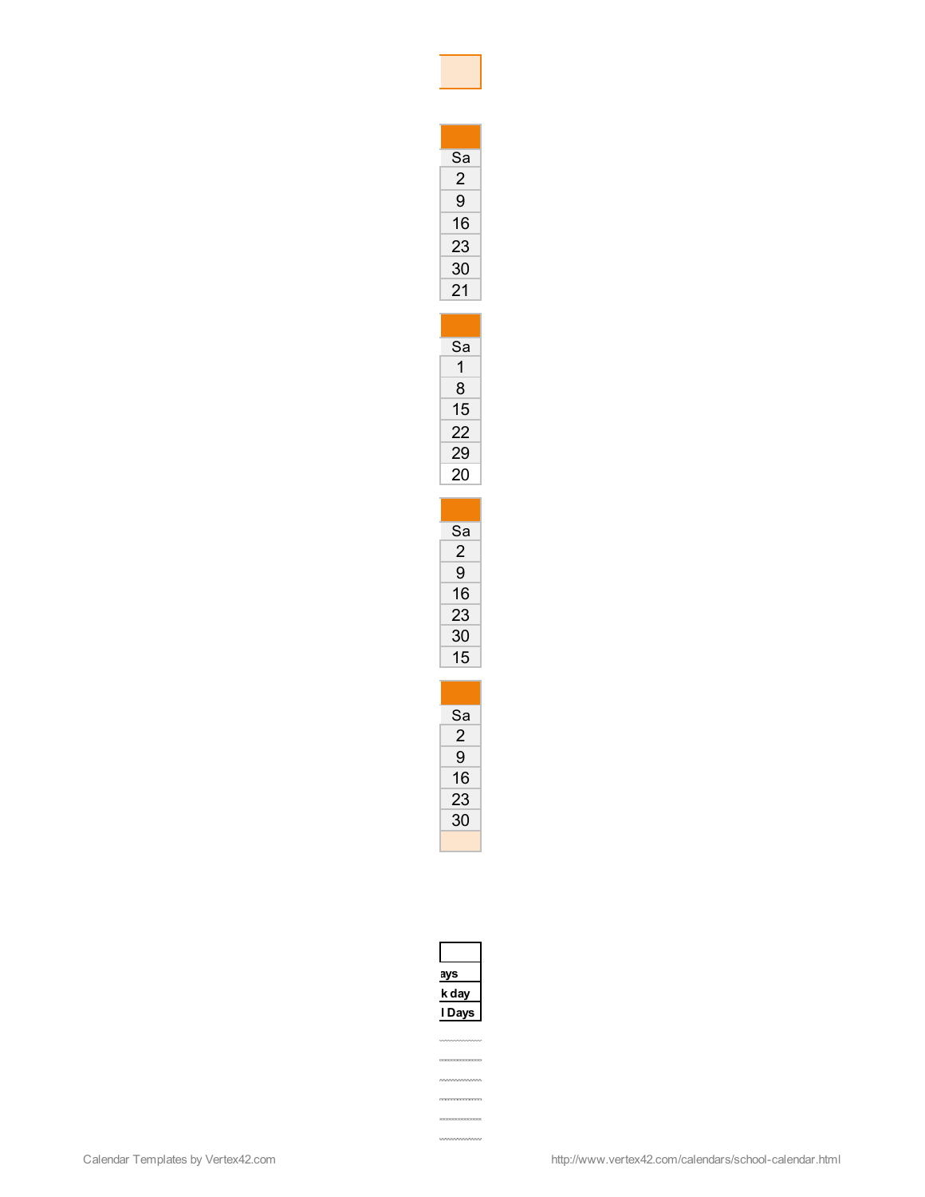| Sa |
|---|
| 2 |
| 9 |
| 16 |
| 23 |
| 30 |
| 21 |

| Sa |
|---|
| 1 |
| 8 |
| 15 |
| 22 |
| 29 |
| 20 |

| Sa |
|---|
| 2 |
| 9 |
| 16 |
| 23 |
| 30 |
| 15 |

| Sa |
|---|
| 2 |
| 9 |
| 16 |
| 23 |
| 30 |
| |

| |
|---|
| ays |
| k day |
| l Days |